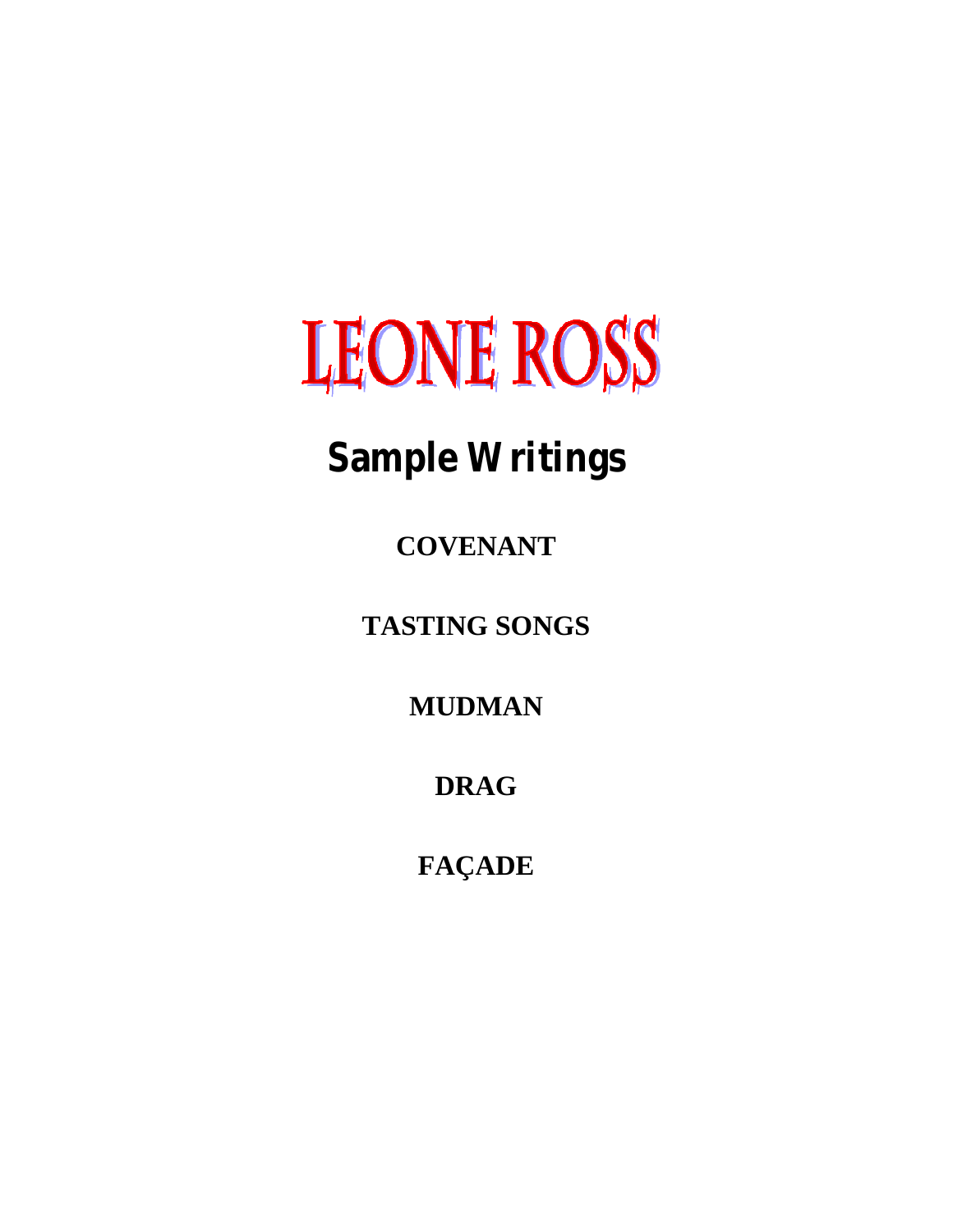# LEONE ROSS

## Sample Writings

**COVENANT**

**TASTING SONGS**

**MUDMAN**

**DRAG**

**FAÇADE**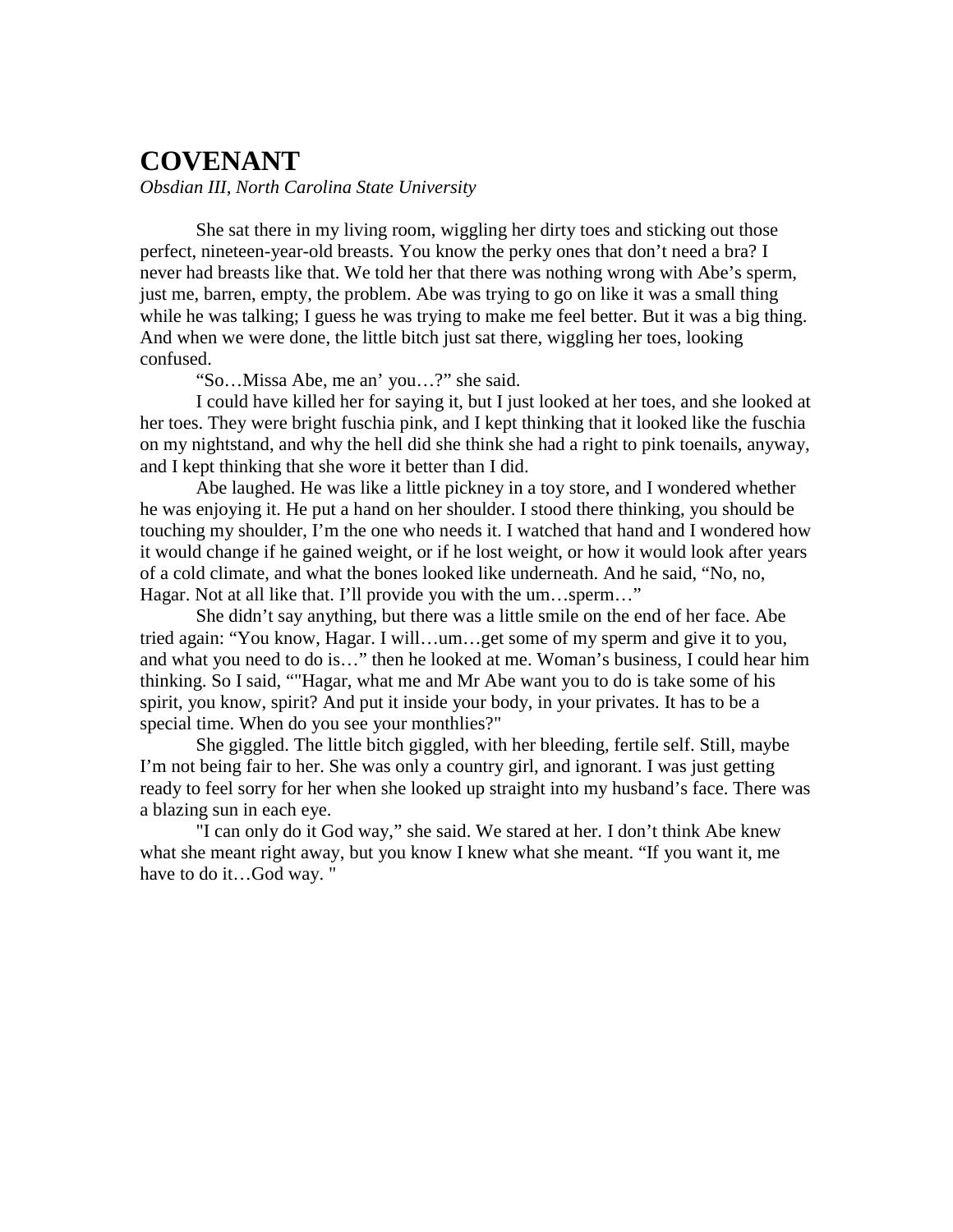# COVENANT

*Obsdian III, North Carolina State University*

She sat there in my living room, wiggling her dirty toes and sticking out those perfect, nineteen-year-old breasts. You know the perky ones that don't need a bra? I never had breasts like that. We told her that there was nothing wrong with Abe's sperm, just me, barren, empty, the problem. Abe was trying to go on like it was a small thing while he was talking; I guess he was trying to make me feel better. But it was a big thing. And when we were done, the little bitch just sat there, wiggling her toes, looking confused.

"So…Missa Abe, me an' you…?" she said.

I could have killed her for saying it, but I just looked at her toes, and she looked at her toes. They were bright fuschia pink, and I kept thinking that it looked like the fuschia on my nightstand, and why the hell did she think she had a right to pink toenails, anyway, and I kept thinking that she wore it better than I did.

Abe laughed. He was like a little pickney in a toy store, and I wondered whether he was enjoying it. He put a hand on her shoulder. I stood there thinking, you should be touching my shoulder, I'm the one who needs it. I watched that hand and I wondered how it would change if he gained weight, or if he lost weight, or how it would look after years of a cold climate, and what the bones looked like underneath. And he said, "No, no, Hagar. Not at all like that. I'll provide you with the um…sperm…"

She didn't say anything, but there was a little smile on the end of her face. Abe tried again: "You know, Hagar. I will…um…get some of my sperm and give it to you, and what you need to do is…" then he looked at me. Woman's business, I could hear him thinking. So I said, ""Hagar, what me and Mr Abe want you to do is take some of his spirit, you know, spirit? And put it inside your body, in your privates. It has to be a special time. When do you see your monthlies?"

She giggled. The little bitch giggled, with her bleeding, fertile self. Still, maybe I'm not being fair to her. She was only a country girl, and ignorant. I was just getting ready to feel sorry for her when she looked up straight into my husband's face. There was a blazing sun in each eye.

"I can only do it God way," she said. We stared at her. I don't think Abe knew what she meant right away, but you know I knew what she meant. "If you want it, me have to do it…God way. "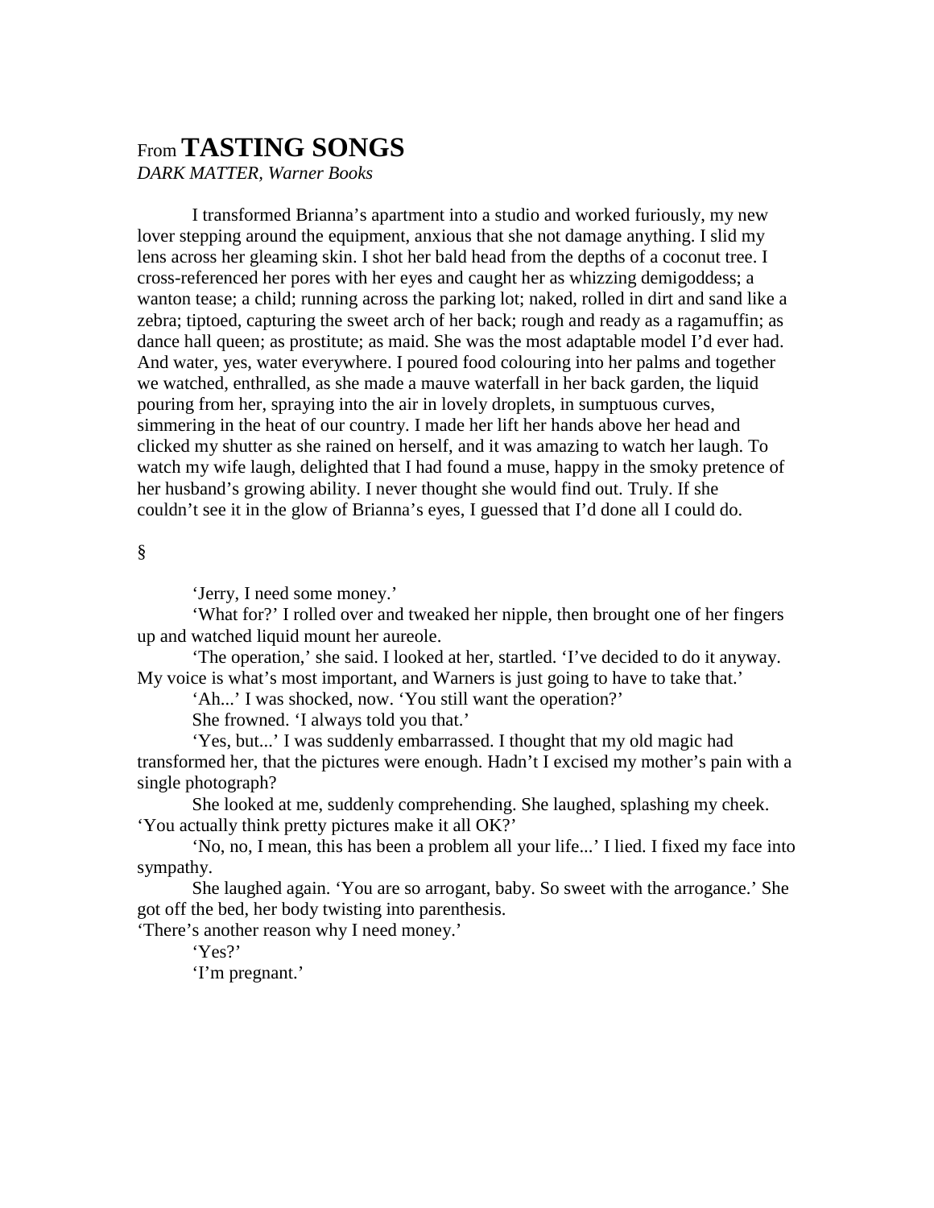From **TASTING SONGS**

*DARK MATTER, Warner Books*

I transformed Brianna's apartment into a studio and worked furiously, my new lover stepping around the equipment, anxious that she not damage anything. I slid my lens across her gleaming skin. I shot her bald head from the depths of a coconut tree. I cross-referenced her pores with her eyes and caught her as whizzing demigoddess; a wanton tease; a child; running across the parking lot; naked, rolled in dirt and sand like a zebra; tiptoed, capturing the sweet arch of her back; rough and ready as a ragamuffin; as dance hall queen; as prostitute; as maid. She was the most adaptable model I'd ever had. And water, yes, water everywhere. I poured food colouring into her palms and together we watched, enthralled, as she made a mauve waterfall in her back garden, the liquid pouring from her, spraying into the air in lovely droplets, in sumptuous curves, simmering in the heat of our country. I made her lift her hands above her head and clicked my shutter as she rained on herself, and it was amazing to watch her laugh. To watch my wife laugh, delighted that I had found a muse, happy in the smoky pretence of her husband's growing ability. I never thought she would find out. Truly. If she couldn't see it in the glow of Brianna's eyes, I guessed that I'd done all I could do.

§

'Jerry, I need some money.'

'What for?' I rolled over and tweaked her nipple, then brought one of her fingers up and watched liquid mount her aureole.

'The operation,' she said. I looked at her, startled. 'I've decided to do it anyway. My voice is what's most important, and Warners is just going to have to take that.'

'Ah...' I was shocked, now. 'You still want the operation?'

She frowned. 'I always told you that.'

'Yes, but...' I was suddenly embarrassed. I thought that my old magic had transformed her, that the pictures were enough. Hadn't I excised my mother's pain with a single photograph?

She looked at me, suddenly comprehending. She laughed, splashing my cheek. 'You actually think pretty pictures make it all OK?'

'No, no, I mean, this has been a problem all your life...' I lied. I fixed my face into sympathy.

She laughed again. 'You are so arrogant, baby. So sweet with the arrogance.' She got off the bed, her body twisting into parenthesis.

'There's another reason why I need money.'

'Yes?'

'I'm pregnant.'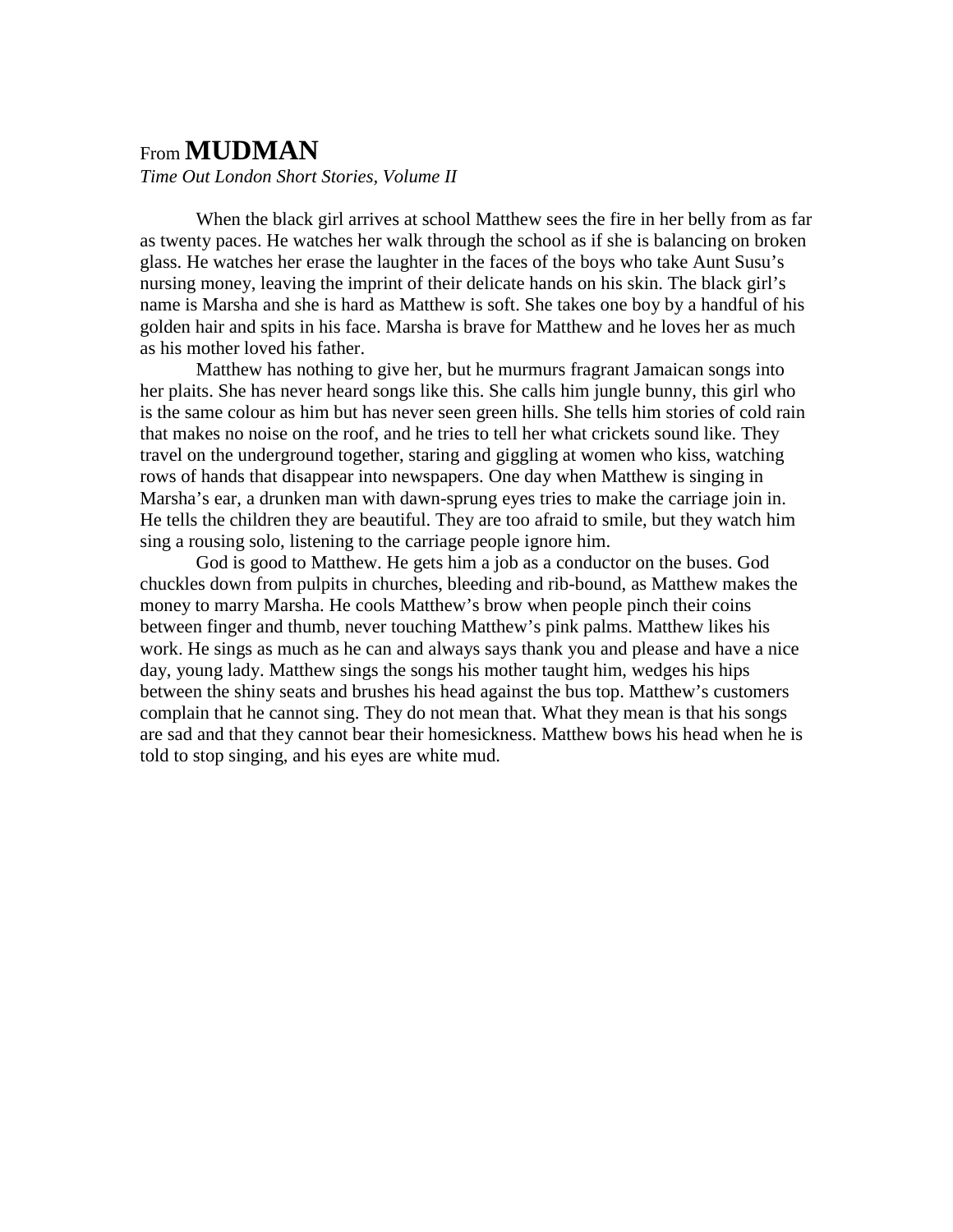From **MUDMAN**

*Time Out London Short Stories, Volume II*

When the black girl arrives at school Matthew sees the fire in her belly from as far as twenty paces. He watches her walk through the school as if she is balancing on broken glass. He watches her erase the laughter in the faces of the boys who take Aunt Susu's nursing money, leaving the imprint of their delicate hands on his skin. The black girl's name is Marsha and she is hard as Matthew is soft. She takes one boy by a handful of his golden hair and spits in his face. Marsha is brave for Matthew and he loves her as much as his mother loved his father.

Matthew has nothing to give her, but he murmurs fragrant Jamaican songs into her plaits. She has never heard songs like this. She calls him jungle bunny, this girl who is the same colour as him but has never seen green hills. She tells him stories of cold rain that makes no noise on the roof, and he tries to tell her what crickets sound like. They travel on the underground together, staring and giggling at women who kiss, watching rows of hands that disappear into newspapers. One day when Matthew is singing in Marsha's ear, a drunken man with dawn-sprung eyes tries to make the carriage join in. He tells the children they are beautiful. They are too afraid to smile, but they watch him sing a rousing solo, listening to the carriage people ignore him.

God is good to Matthew. He gets him a job as a conductor on the buses. God chuckles down from pulpits in churches, bleeding and rib-bound, as Matthew makes the money to marry Marsha. He cools Matthew's brow when people pinch their coins between finger and thumb, never touching Matthew's pink palms. Matthew likes his work. He sings as much as he can and always says thank you and please and have a nice day, young lady. Matthew sings the songs his mother taught him, wedges his hips between the shiny seats and brushes his head against the bus top. Matthew's customers complain that he cannot sing. They do not mean that. What they mean is that his songs are sad and that they cannot bear their homesickness. Matthew bows his head when he is told to stop singing, and his eyes are white mud.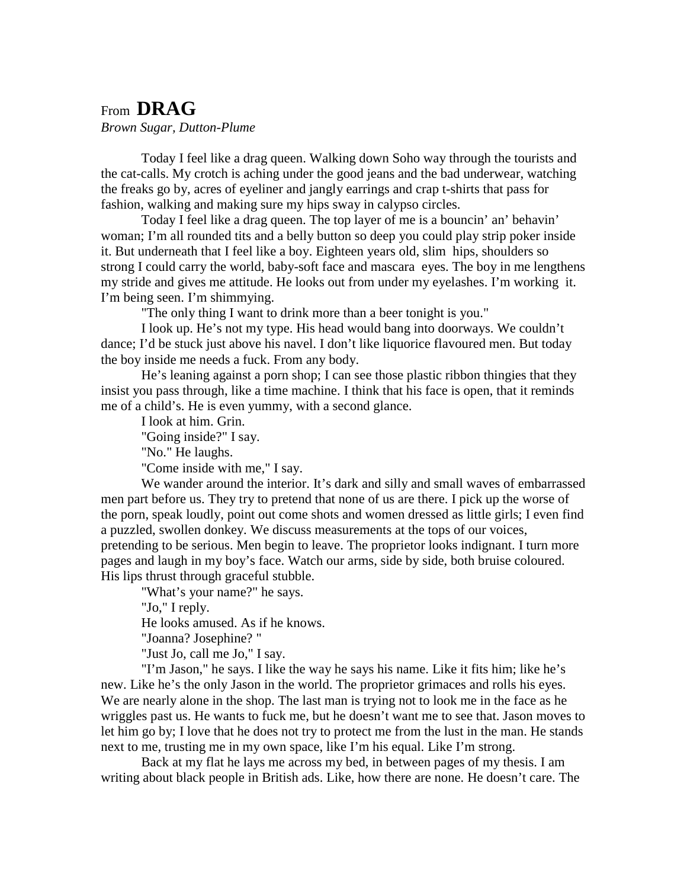From **DRAG**

*Brown Sugar, Dutton-Plume*

Today I feel like a drag queen. Walking down Soho way through the tourists and the cat-calls. My crotch is aching under the good jeans and the bad underwear, watching the freaks go by, acres of eyeliner and jangly earrings and crap t-shirts that pass for fashion, walking and making sure my hips sway in calypso circles.

Today I feel like a drag queen. The top layer of me is a bouncin' an' behavin' woman; I'm all rounded tits and a belly button so deep you could play strip poker inside it. But underneath that I feel like a boy. Eighteen years old, slim hips, shoulders so strong I could carry the world, baby-soft face and mascara eyes. The boy in me lengthens my stride and gives me attitude. He looks out from under my eyelashes. I'm working it. I'm being seen. I'm shimmying.

"The only thing I want to drink more than a beer tonight is you."

I look up. He's not my type. His head would bang into doorways. We couldn't dance; I'd be stuck just above his navel. I don't like liquorice flavoured men. But today the boy inside me needs a fuck. From any body.

He's leaning against a porn shop; I can see those plastic ribbon thingies that they insist you pass through, like a time machine. I think that his face is open, that it reminds me of a child's. He is even yummy, with a second glance.

I look at him. Grin.

"Going inside?" I say.

"No." He laughs.

"Come inside with me," I say.

We wander around the interior. It's dark and silly and small waves of embarrassed men part before us. They try to pretend that none of us are there. I pick up the worse of the porn, speak loudly, point out come shots and women dressed as little girls; I even find a puzzled, swollen donkey. We discuss measurements at the tops of our voices, pretending to be serious. Men begin to leave. The proprietor looks indignant. I turn more pages and laugh in my boy's face. Watch our arms, side by side, both bruise coloured. His lips thrust through graceful stubble.

"What's your name?" he says.

"Jo," I reply.

He looks amused. As if he knows.

"Joanna? Josephine? "

"Just Jo, call me Jo," I say.

"I'm Jason," he says. I like the way he says his name. Like it fits him; like he's new. Like he's the only Jason in the world. The proprietor grimaces and rolls his eyes. We are nearly alone in the shop. The last man is trying not to look me in the face as he wriggles past us. He wants to fuck me, but he doesn't want me to see that. Jason moves to let him go by; I love that he does not try to protect me from the lust in the man. He stands next to me, trusting me in my own space, like I'm his equal. Like I'm strong.

Back at my flat he lays me across my bed, in between pages of my thesis. I am writing about black people in British ads. Like, how there are none. He doesn't care. The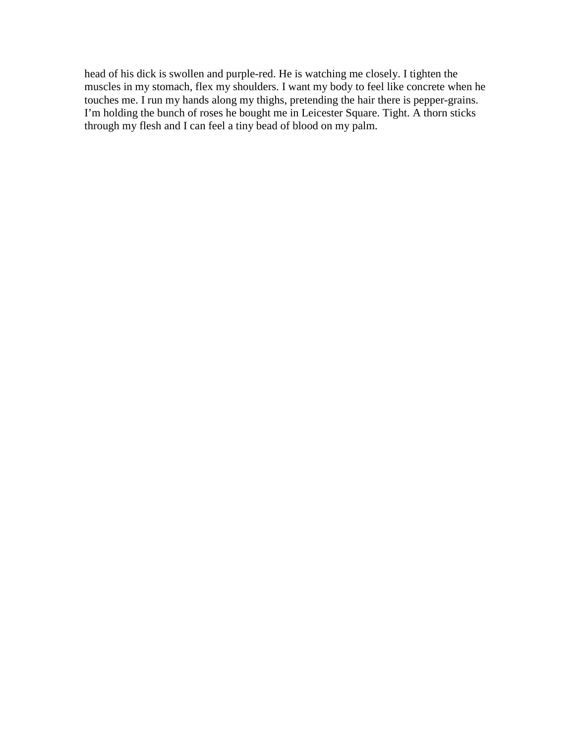head of his dick is swollen and purple-red. He is watching me closely. I tighten the muscles in my stomach, flex my shoulders. I want my body to feel like concrete when he touches me. I run my hands along my thighs, pretending the hair there is pepper-grains. I'm holding the bunch of roses he bought me in Leicester Square. Tight. A thorn sticks through my flesh and I can feel a tiny bead of blood on my palm.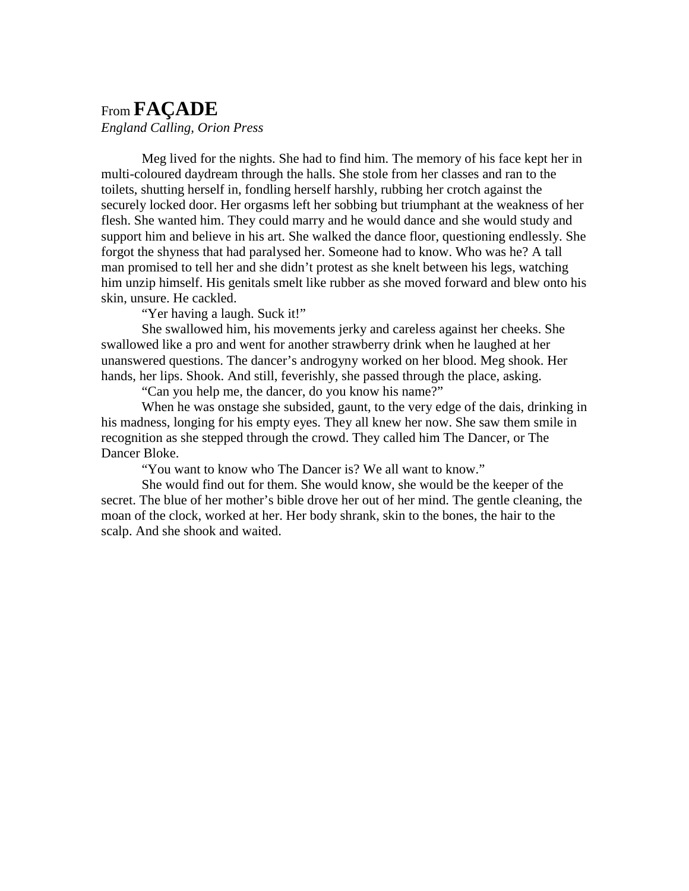From **FAÇADE**

*England Calling, Orion Press*

Meg lived for the nights. She had to find him. The memory of his face kept her in multi-coloured daydream through the halls. She stole from her classes and ran to the toilets, shutting herself in, fondling herself harshly, rubbing her crotch against the securely locked door. Her orgasms left her sobbing but triumphant at the weakness of her flesh. She wanted him. They could marry and he would dance and she would study and support him and believe in his art. She walked the dance floor, questioning endlessly. She forgot the shyness that had paralysed her. Someone had to know. Who was he? A tall man promised to tell her and she didn't protest as she knelt between his legs, watching him unzip himself. His genitals smelt like rubber as she moved forward and blew onto his skin, unsure. He cackled.

"Yer having a laugh. Suck it!"

She swallowed him, his movements jerky and careless against her cheeks. She swallowed like a pro and went for another strawberry drink when he laughed at her unanswered questions. The dancer's androgyny worked on her blood. Meg shook. Her hands, her lips. Shook. And still, feverishly, she passed through the place, asking.

"Can you help me, the dancer, do you know his name?"

When he was onstage she subsided, gaunt, to the very edge of the dais, drinking in his madness, longing for his empty eyes. They all knew her now. She saw them smile in recognition as she stepped through the crowd. They called him The Dancer, or The Dancer Bloke.

"You want to know who The Dancer is? We all want to know."

She would find out for them. She would know, she would be the keeper of the secret. The blue of her mother's bible drove her out of her mind. The gentle cleaning, the moan of the clock, worked at her. Her body shrank, skin to the bones, the hair to the scalp. And she shook and waited.